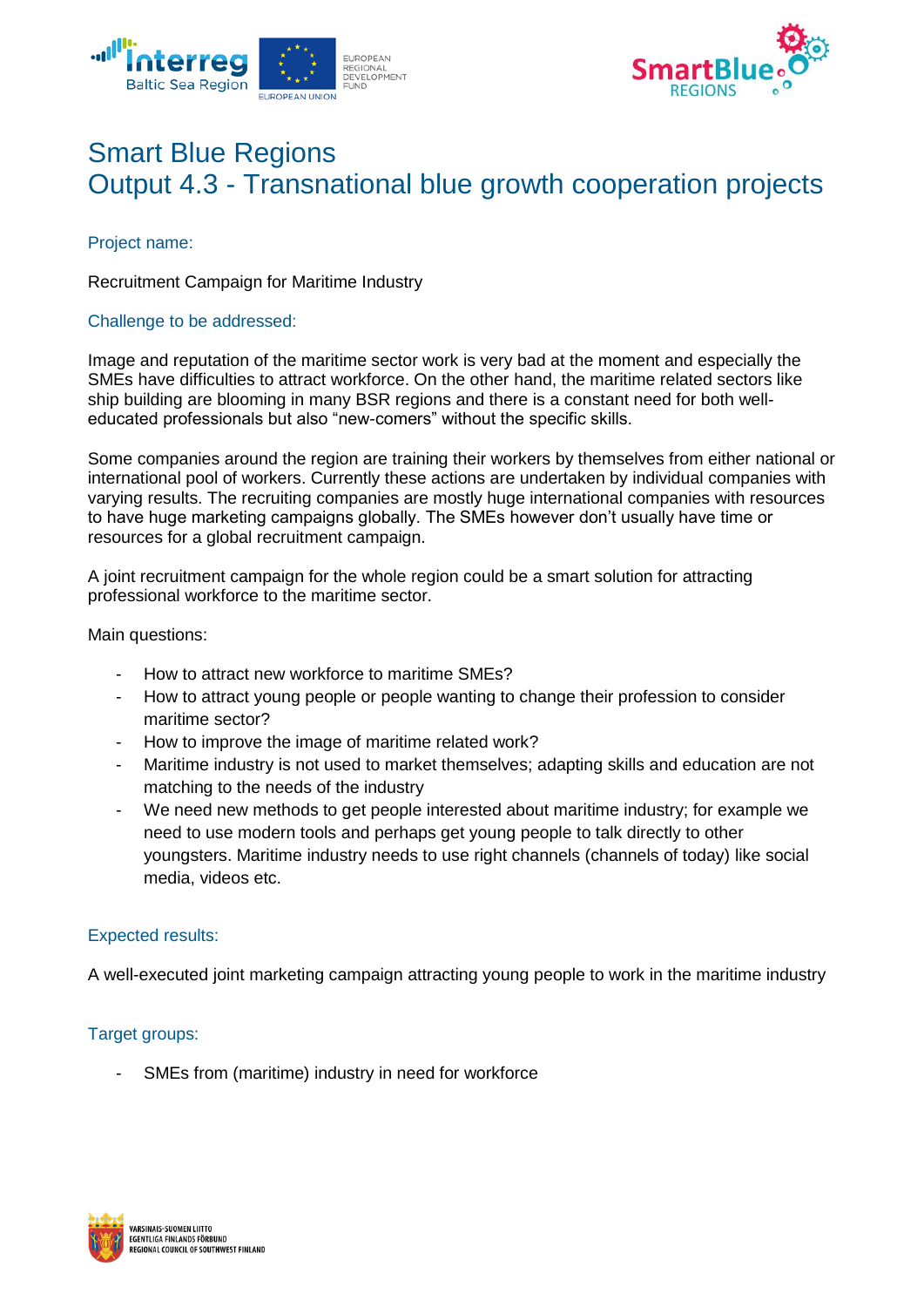# Smart Blue Regions
# Output 4.3 - Transnational blue growth cooperation projects

## Project name:

Recruitment Campaign for Maritime Industry

## Challenge to be addressed:

Image and reputation of the maritime sector work is very bad at the moment and especially the SMEs have difficulties to attract workforce. On the other hand, the maritime related sectors like ship building are blooming in many BSR regions and there is a constant need for both well-educated professionals but also "new-comers" without the specific skills.

Some companies around the region are training their workers by themselves from either national or international pool of workers. Currently these actions are undertaken by individual companies with varying results. The recruiting companies are mostly huge international companies with resources to have huge marketing campaigns globally. The SMEs however don't usually have time or resources for a global recruitment campaign.

A joint recruitment campaign for the whole region could be a smart solution for attracting professional workforce to the maritime sector.

Main questions:

- How to attract new workforce to maritime SMEs?
- How to attract young people or people wanting to change their profession to consider maritime sector?
- How to improve the image of maritime related work?
- Maritime industry is not used to market themselves; adapting skills and education are not matching to the needs of the industry
- We need new methods to get people interested about maritime industry; for example we need to use modern tools and perhaps get young people to talk directly to other youngsters. Maritime industry needs to use right channels (channels of today) like social media, videos etc.

## Expected results:

A well-executed joint marketing campaign attracting young people to work in the maritime industry

## Target groups:

- SMEs from (maritime) industry in need for workforce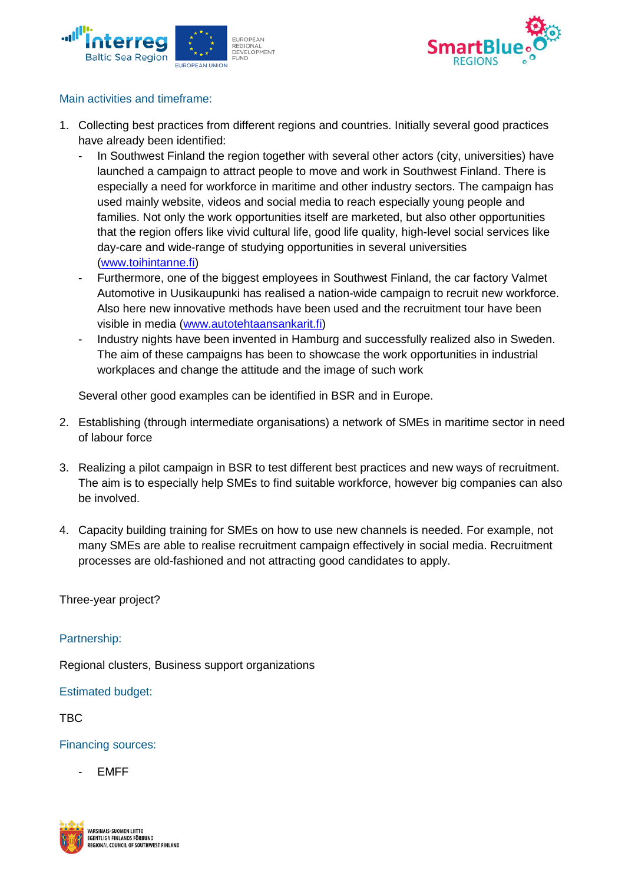## Main activities and timeframe:

1. Collecting best practices from different regions and countries. Initially several good practices have already been identified:
   - In Southwest Finland the region together with several other actors (city, universities) have launched a campaign to attract people to move and work in Southwest Finland. There is especially a need for workforce in maritime and other industry sectors. The campaign has used mainly website, videos and social media to reach especially young people and families. Not only the work opportunities itself are marketed, but also other opportunities that the region offers like vivid cultural life, good life quality, high-level social services like day-care and wide-range of studying opportunities in several universities ([www.toihintanne.fi](www.toihintanne.fi))
   - Furthermore, one of the biggest employees in Southwest Finland, the car factory Valmet Automotive in Uusikaupunki has realised a nation-wide campaign to recruit new workforce. Also here new innovative methods have been used and the recruitment tour have been visible in media ([www.autotehtaansankarit.fi](www.autotehtaansankarit.fi))
   - Industry nights have been invented in Hamburg and successfully realized also in Sweden. The aim of these campaigns has been to showcase the work opportunities in industrial workplaces and change the attitude and the image of such work

   Several other good examples can be identified in BSR and in Europe.

2. Establishing (through intermediate organisations) a network of SMEs in maritime sector in need of labour force

3. Realizing a pilot campaign in BSR to test different best practices and new ways of recruitment. The aim is to especially help SMEs to find suitable workforce, however big companies can also be involved.

4. Capacity building training for SMEs on how to use new channels is needed. For example, not many SMEs are able to realise recruitment campaign effectively in social media. Recruitment processes are old-fashioned and not attracting good candidates to apply.

Three-year project?

## Partnership:

Regional clusters, Business support organizations

## Estimated budget:

TBC

## Financing sources:

- EMFF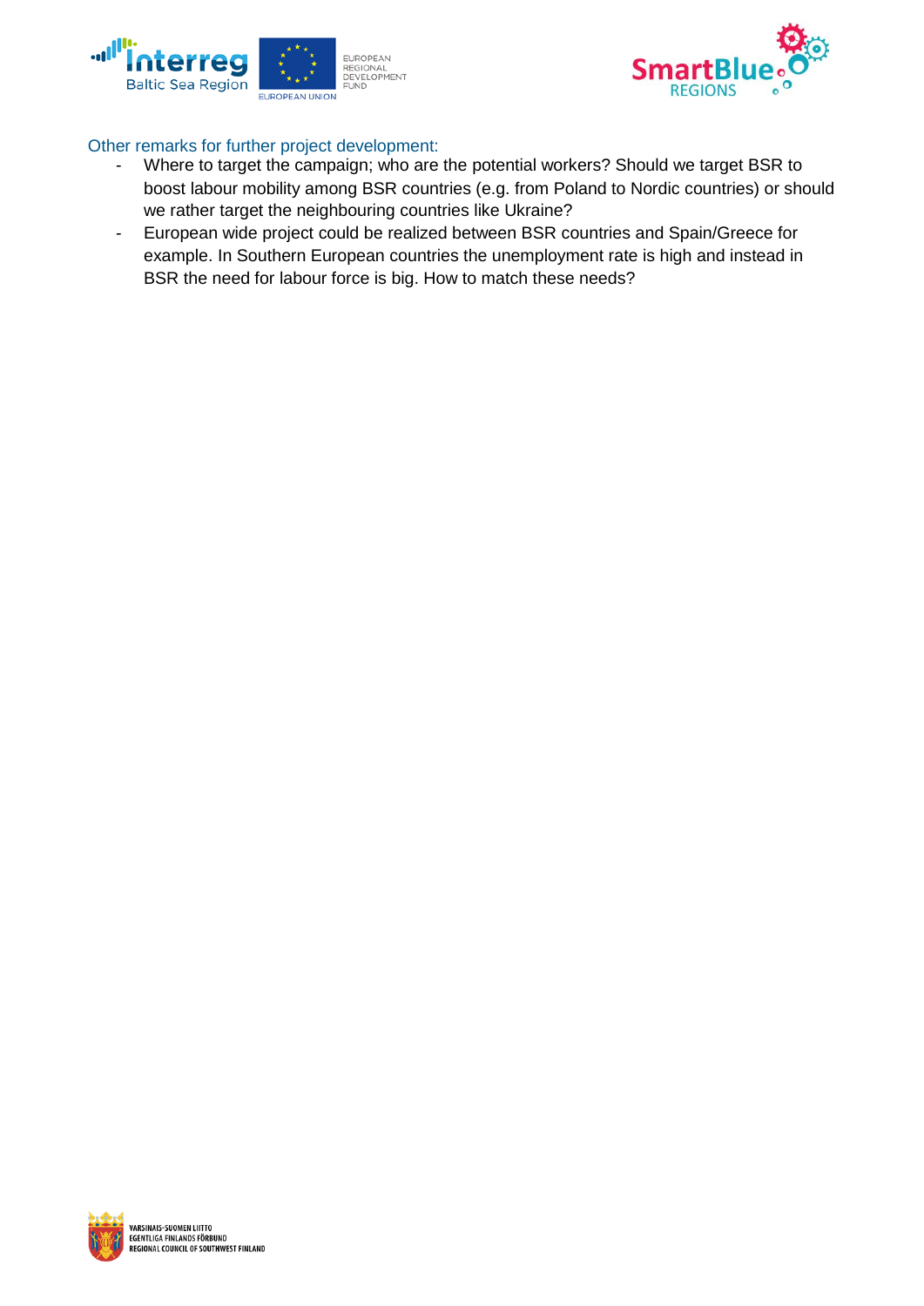### Other remarks for further project development:

- Where to target the campaign; who are the potential workers? Should we target BSR to boost labour mobility among BSR countries (e.g. from Poland to Nordic countries) or should we rather target the neighbouring countries like Ukraine?
- European wide project could be realized between BSR countries and Spain/Greece for example. In Southern European countries the unemployment rate is high and instead in BSR the need for labour force is big. How to match these needs?